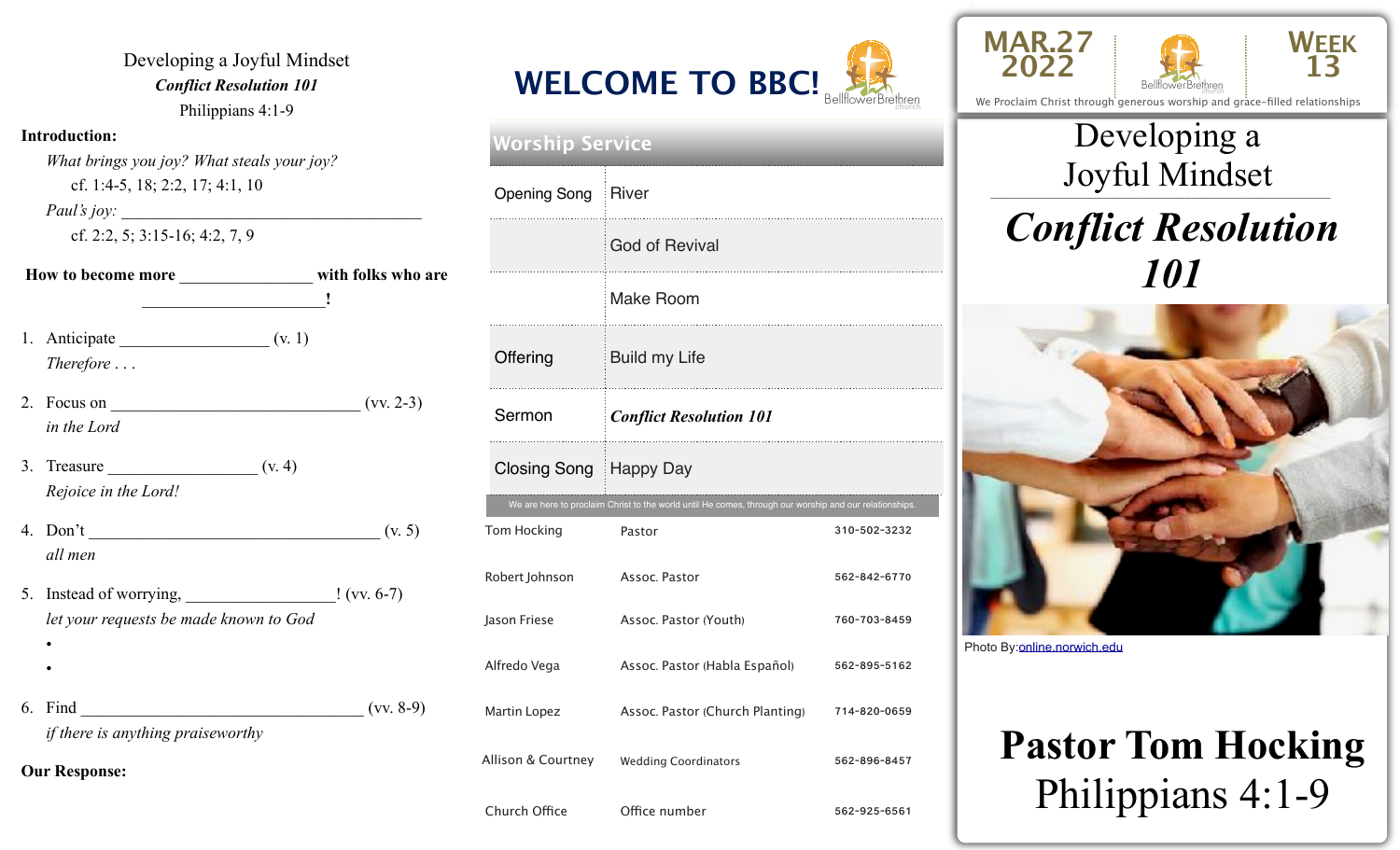Developing a Joyful Mindset

***Conflict Resolution 101***

Philippians 4:1-9

**Introduction:**

*What brings you joy? What steals your joy?*

cf. 1:4-5, 18; 2:2, 17; 4:1, 10

*Paul's joy:* ________________________________

cf. 2:2, 5; 3:15-16; 4:2, 7, 9

**How to become more _______________ with folks who are _____________________!**

1. Anticipate _________________ (v. 1)
   *Therefore . . .*
2. Focus on ____________________________ (vv. 2-3)
   *in the Lord*
3. Treasure _________________ (v. 4)
   *Rejoice in the Lord!*
4. Don't ________________________________ (v. 5)
   *all men*
5. Instead of worrying, _________________! (vv. 6-7)
   *let your requests be made known to God*
   -
   -
6. Find ________________________________ (vv. 8-9)
   *if there is anything praiseworthy*

**Our Response:**

# WELCOME TO BBC!

Bellflower Brethren church

## Worship Service

| | |
|---|---|
| Opening Song | River |
| | God of Revival |
| | Make Room |
| Offering | Build my Life |
| Sermon | ***Conflict Resolution 101*** |
| Closing Song | Happy Day |

We are here to proclaim Christ to the world until He comes, through our worship and our relationships.

| | | |
|---|---|---|
| Tom Hocking | Pastor | 310-502-3232 |
| Robert Johnson | Assoc. Pastor | 562-842-6770 |
| Jason Friese | Assoc. Pastor (Youth) | 760-703-8459 |
| Alfredo Vega | Assoc. Pastor (Habla Español) | 562-895-5162 |
| Martin Lopez | Assoc. Pastor (Church Planting) | 714-820-0659 |
| Allison & Courtney | Wedding Coordinators | 562-896-8457 |
| Church Office | Office number | 562-925-6561 |

MAR.27 2022 | Bellflower Brethren church | WEEK 13

We Proclaim Christ through generous worship and grace-filled relationships

# Developing a Joyful Mindset

# ***Conflict Resolution 101***

Photo By: online.norwich.edu

**Pastor Tom Hocking**

Philippians 4:1-9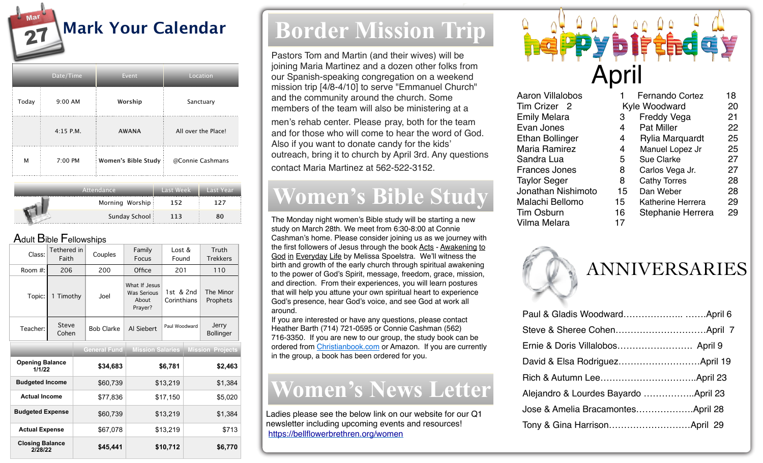# Mark Your Calendar

| Date/Time | | Event | Location |
|---|---|---|---|
| Today | 9:00 AM | Worship | Sanctuary |
| | 4:15 P.M. | AWANA | All over the Place! |
| M | 7:00 PM | Women's Bible Study | @Connie Cashmans |

| Attendance | Last Week | Last Year |
|---|---|---|
| Morning Worship | 152 | 127 |
| Sunday School | 113 | 80 |

## Adult Bible Fellowships

| | | | | | |
|---|---|---|---|---|---|
| Class: | Tethered in Faith | Couples | Family Focus | Lost & Found | Truth Trekkers |
| Room #: | 206 | 200 | Office | 201 | 110 |
| Topic: | 1 Timothy | Joel | What If Jesus Was Serious About Prayer? | 1st & 2nd Corinthians | The Minor Prophets |
| Teacher: | Steve Cohen | Bob Clarke | Al Siebert | Paul Woodward | Jerry Bollinger |

| | General Fund | Mission Salaries | Mission Projects |
|---|---|---|---|
| **Opening Balance 1/1/22** | **$34,683** | **$6,781** | **$2,463** |
| **Budgeted Income** | $60,739 | $13,219 | $1,384 |
| **Actual Income** | $77,836 | $17,150 | $5,020 |
| **Budgeted Expense** | $60,739 | $13,219 | $1,384 |
| **Actual Expense** | $67,078 | $13,219 | $713 |
| **Closing Balance 2/28/22** | **$45,441** | **$10,712** | **$6,770** |

# Border Mission Trip

Pastors Tom and Martin (and their wives) will be joining Maria Martinez and a dozen other folks from our Spanish-speaking congregation on a weekend mission trip [4/8-4/10] to serve "Emmanuel Church" and the community around the church. Some members of the team will also be ministering at a men's rehab center. Please pray, both for the team and for those who will come to hear the word of God. Also if you want to donate candy for the kids' outreach, bring it to church by April 3rd. Any questions contact Maria Martinez at 562-522-3152.

# Women's Bible Study

The Monday night women's Bible study will be starting a new study on March 28th. We meet from 6:30-8:00 at Connie Cashman's home. Please consider joining us as we journey with the first followers of Jesus through the book Acts - Awakening to God in Everyday Life by Melissa Spoelstra. We'll witness the birth and growth of the early church through spiritual awakening to the power of God's Spirit, message, freedom, grace, mission, and direction. From their experiences, you will learn postures that will help you attune your own spiritual heart to experience God's presence, hear God's voice, and see God at work all around.

If you are interested or have any questions, please contact Heather Barth (714) 721-0595 or Connie Cashman (562) 716-3350. If you are new to our group, the study book can be ordered from Christianbook.com or Amazon. If you are currently in the group, a book has been ordered for you.

# Women's News Letter

Ladies please see the below link on our website for our Q1 newsletter including upcoming events and resources!
https://bellflowerbrethren.org/women

# happy birthday

## April

| | | | |
|---|---|---|---|
| Aaron Villalobos | 1 | Fernando Cortez | 18 |
| Tim Crizer | 2 | Kyle Woodward | 20 |
| Emily Melara | 3 | Freddy Vega | 21 |
| Evan Jones | 4 | Pat Miller | 22 |
| Ethan Bollinger | 4 | Rylia Marquardt | 25 |
| Maria Ramirez | 4 | Manuel Lopez Jr | 25 |
| Sandra Lua | 5 | Sue Clarke | 27 |
| Frances Jones | 8 | Carlos Vega Jr. | 27 |
| Taylor Seger | 8 | Cathy Torres | 28 |
| Jonathan Nishimoto | 15 | Dan Weber | 28 |
| Malachi Bellomo | 15 | Katherine Herrera | 29 |
| Tim Osburn | 16 | Stephanie Herrera | 29 |
| Vilma Melara | 17 | | |

# ANNIVERSARIES

Paul & Gladis Woodward………………... …….April 6
Steve & Sheree Cohen…………………………April 7
Ernie & Doris Villalobos…………………… April 9
David & Elsa Rodriguez………………………April 19
Rich & Autumn Lee…………………………..April 23
Alejandro & Lourdes Bayardo ……………..April 23
Jose & Amelia Bracamontes……………….April 28
Tony & Gina Harrison……………………….April 29